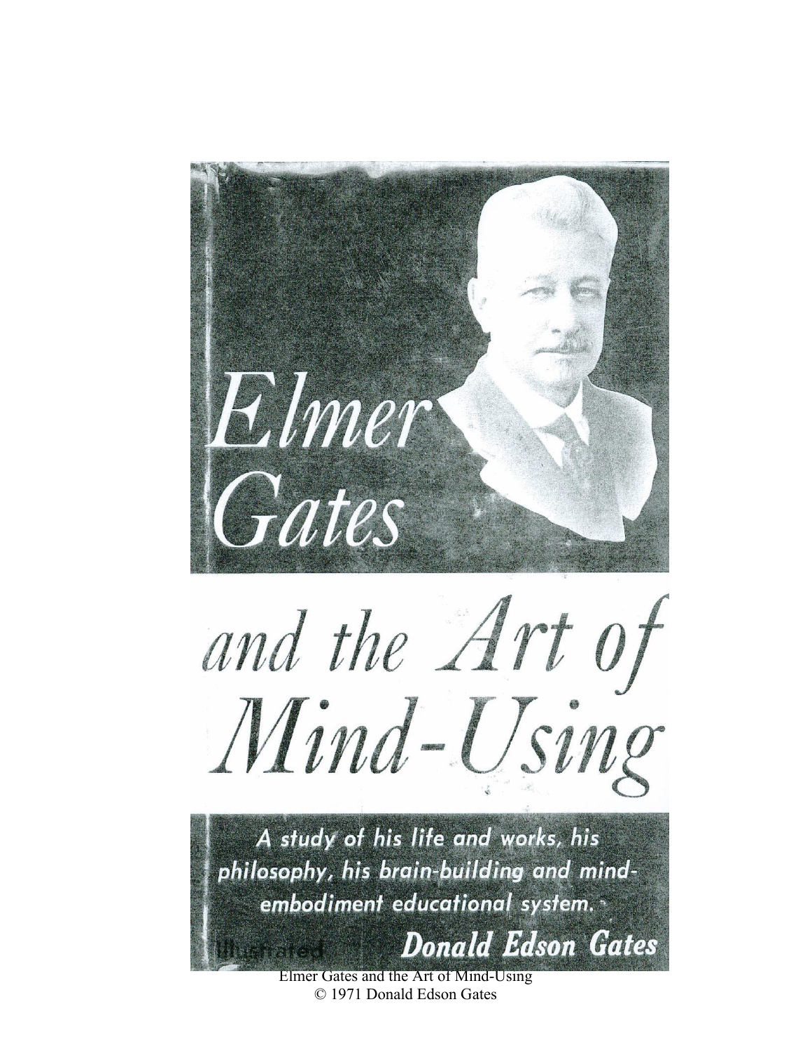# Elmer Gates and the Art of Mind-Using

*A study of his life and works, his philosophy, his brain-building and mind-embodiment educational system.*

Illustrated

**Donald Edson Gates**

Elmer Gates and the Art of Mind-Using
© 1971 Donald Edson Gates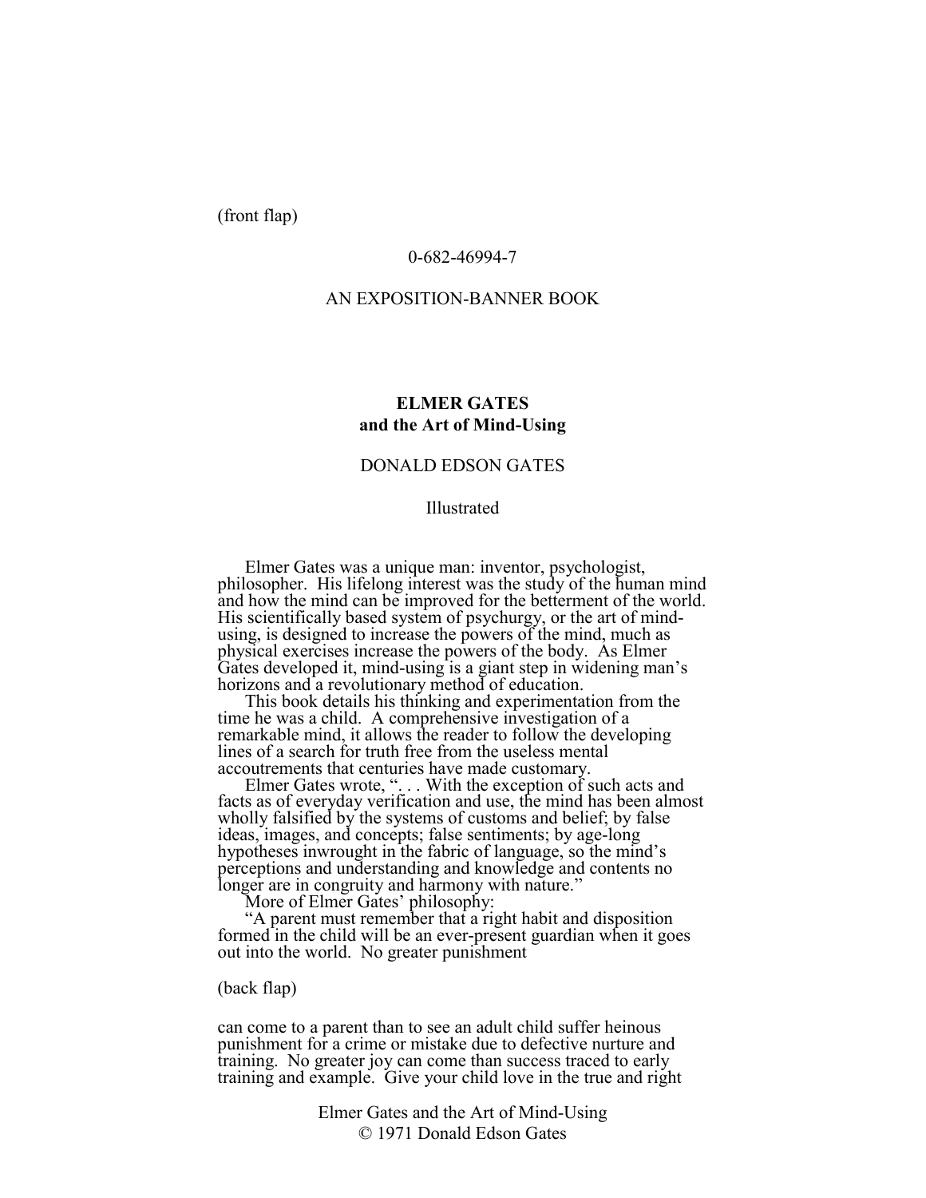(front flap)

0-682-46994-7

AN EXPOSITION-BANNER BOOK

**ELMER GATES**
**and the Art of Mind-Using**

DONALD EDSON GATES

Illustrated

Elmer Gates was a unique man: inventor, psychologist, philosopher. His lifelong interest was the study of the human mind and how the mind can be improved for the betterment of the world. His scientifically based system of psychurgy, or the art of mind-using, is designed to increase the powers of the mind, much as physical exercises increase the powers of the body. As Elmer Gates developed it, mind-using is a giant step in widening man's horizons and a revolutionary method of education.

This book details his thinking and experimentation from the time he was a child. A comprehensive investigation of a remarkable mind, it allows the reader to follow the developing lines of a search for truth free from the useless mental accoutrements that centuries have made customary.

Elmer Gates wrote, ". . . With the exception of such acts and facts as of everyday verification and use, the mind has been almost wholly falsified by the systems of customs and belief; by false ideas, images, and concepts; false sentiments; by age-long hypotheses inwrought in the fabric of language, so the mind's perceptions and understanding and knowledge and contents no longer are in congruity and harmony with nature."

More of Elmer Gates' philosophy:

"A parent must remember that a right habit and disposition formed in the child will be an ever-present guardian when it goes out into the world. No greater punishment

(back flap)

can come to a parent than to see an adult child suffer heinous punishment for a crime or mistake due to defective nurture and training. No greater joy can come than success traced to early training and example. Give your child love in the true and right

Elmer Gates and the Art of Mind-Using
© 1971 Donald Edson Gates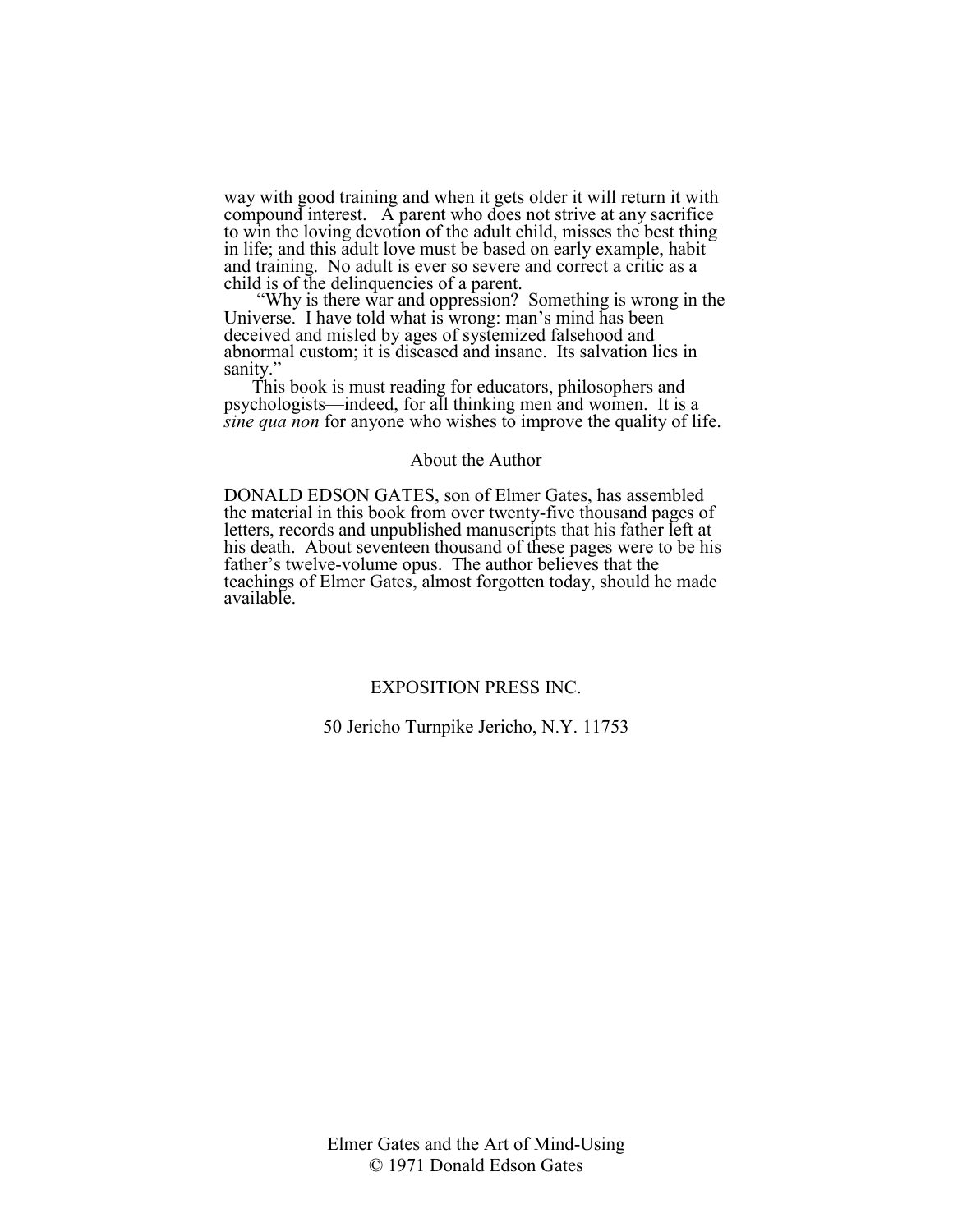way with good training and when it gets older it will return it with compound interest. A parent who does not strive at any sacrifice to win the loving devotion of the adult child, misses the best thing in life; and this adult love must be based on early example, habit and training. No adult is ever so severe and correct a critic as a child is of the delinquencies of a parent.

"Why is there war and oppression? Something is wrong in the Universe. I have told what is wrong: man's mind has been deceived and misled by ages of systemized falsehood and abnormal custom; it is diseased and insane. Its salvation lies in sanity."

This book is must reading for educators, philosophers and psychologists—indeed, for all thinking men and women. It is a *sine qua non* for anyone who wishes to improve the quality of life.

About the Author

DONALD EDSON GATES, son of Elmer Gates, has assembled the material in this book from over twenty-five thousand pages of letters, records and unpublished manuscripts that his father left at his death. About seventeen thousand of these pages were to be his father's twelve-volume opus. The author believes that the teachings of Elmer Gates, almost forgotten today, should he made available.

EXPOSITION PRESS INC.

50 Jericho Turnpike Jericho, N.Y. 11753

Elmer Gates and the Art of Mind-Using
© 1971 Donald Edson Gates